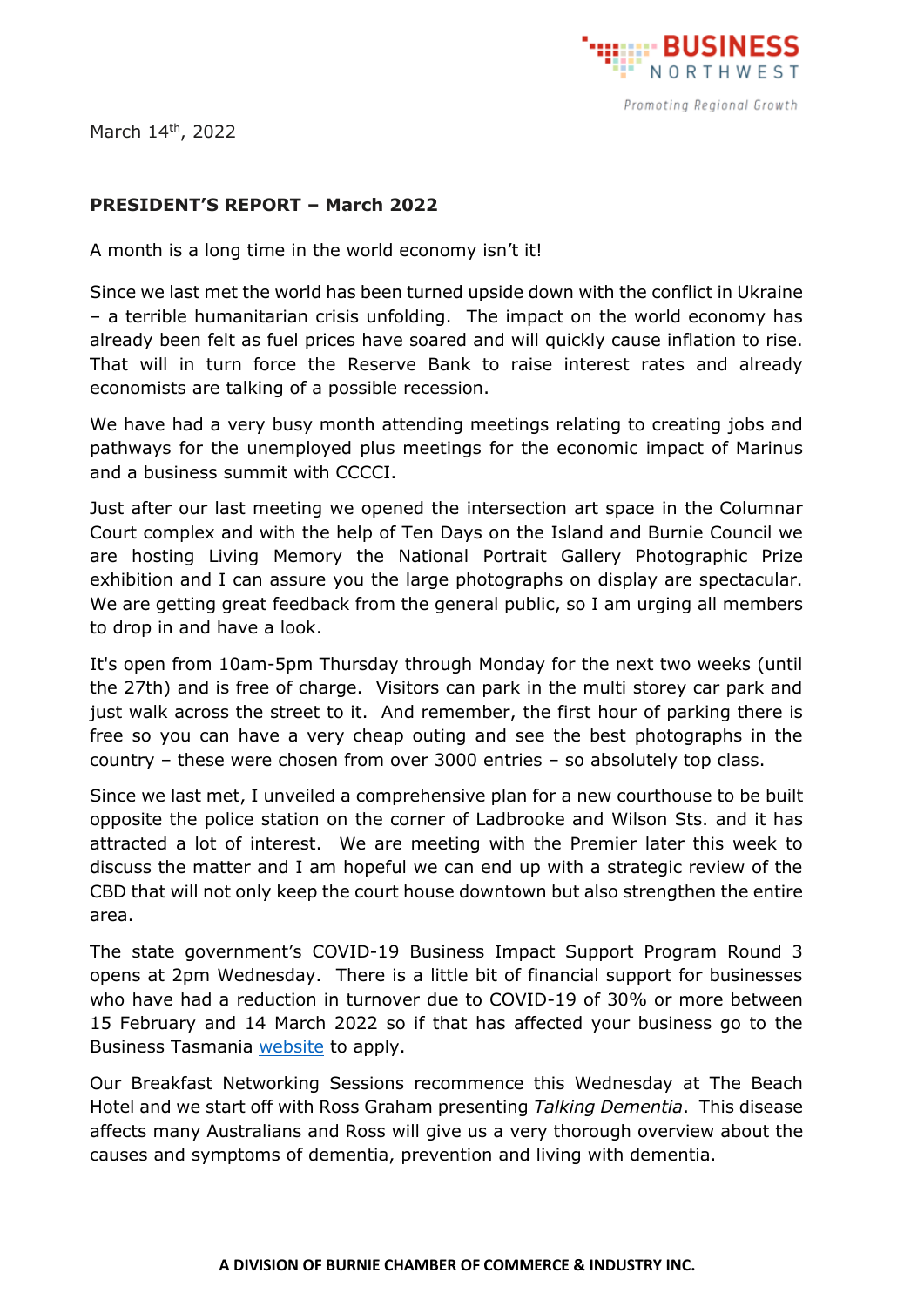March 14th, 2022

**PRESIDENT'S REPORT – March 2022**

A month is a long time in the world economy isn't it!

Since we last met the world has been turned upside down with the conflict in Ukraine – a terrible humanitarian crisis unfolding. The impact on the world economy has already been felt as fuel prices have soared and will quickly cause inflation to rise. That will in turn force the Reserve Bank to raise interest rates and already economists are talking of a possible recession.

We have had a very busy month attending meetings relating to creating jobs and pathways for the unemployed plus meetings for the economic impact of Marinus and a business summit with CCCCI.

Just after our last meeting we opened the intersection art space in the Columnar Court complex and with the help of Ten Days on the Island and Burnie Council we are hosting Living Memory the National Portrait Gallery Photographic Prize exhibition and I can assure you the large photographs on display are spectacular. We are getting great feedback from the general public, so I am urging all members to drop in and have a look.

It's open from 10am-5pm Thursday through Monday for the next two weeks (until the 27th) and is free of charge. Visitors can park in the multi storey car park and just walk across the street to it. And remember, the first hour of parking there is free so you can have a very cheap outing and see the best photographs in the country – these were chosen from over 3000 entries – so absolutely top class.

Since we last met, I unveiled a comprehensive plan for a new courthouse to be built opposite the police station on the corner of Ladbrooke and Wilson Sts. and it has attracted a lot of interest. We are meeting with the Premier later this week to discuss the matter and I am hopeful we can end up with a strategic review of the CBD that will not only keep the court house downtown but also strengthen the entire area.

The state government's COVID-19 Business Impact Support Program Round 3 opens at 2pm Wednesday. There is a little bit of financial support for businesses who have had a reduction in turnover due to COVID-19 of 30% or more between 15 February and 14 March 2022 so if that has affected your business go to the Business Tasmania website to apply.

Our Breakfast Networking Sessions recommence this Wednesday at The Beach Hotel and we start off with Ross Graham presenting *Talking Dementia*. This disease affects many Australians and Ross will give us a very thorough overview about the causes and symptoms of dementia, prevention and living with dementia.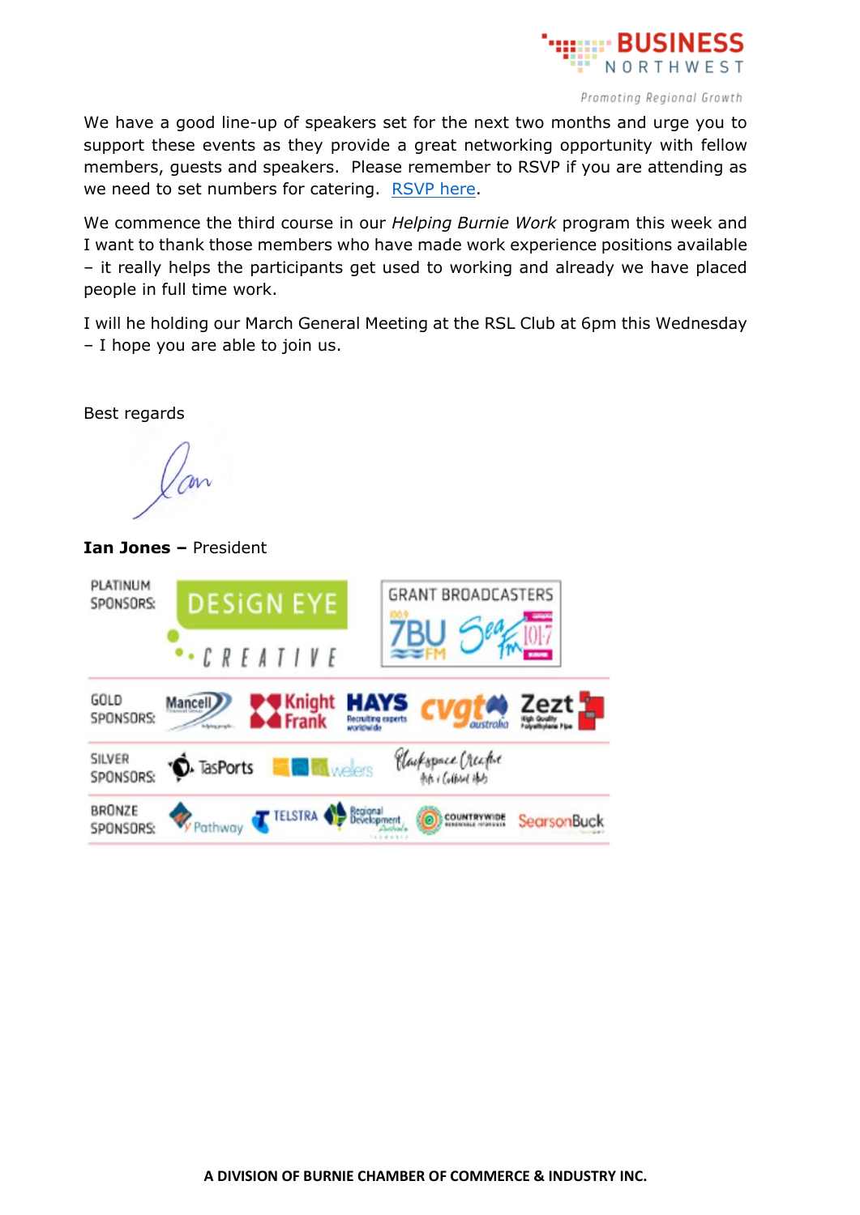We have a good line-up of speakers set for the next two months and urge you to support these events as they provide a great networking opportunity with fellow members, guests and speakers. Please remember to RSVP if you are attending as we need to set numbers for catering. RSVP here.

We commence the third course in our *Helping Burnie Work* program this week and I want to thank those members who have made work experience positions available – it really helps the participants get used to working and already we have placed people in full time work.

I will he holding our March General Meeting at the RSL Club at 6pm this Wednesday – I hope you are able to join us.

Best regards

**Ian Jones –** President

PLATINUM SPONSORS: DESIGN EYE CREATIVE, GRANT BROADCASTERS 7BU Sea FM

GOLD SPONSORS: Mancell, Knight Frank, HAYS, cvgt australia, Zezt

SILVER SPONSORS: TasPorts, wellers, Backspace Creative

BRONZE SPONSORS: Pathway, TELSTRA, Regional Development Australia, COUNTRYWIDE, SearsonBuck

**A DIVISION OF BURNIE CHAMBER OF COMMERCE & INDUSTRY INC.**